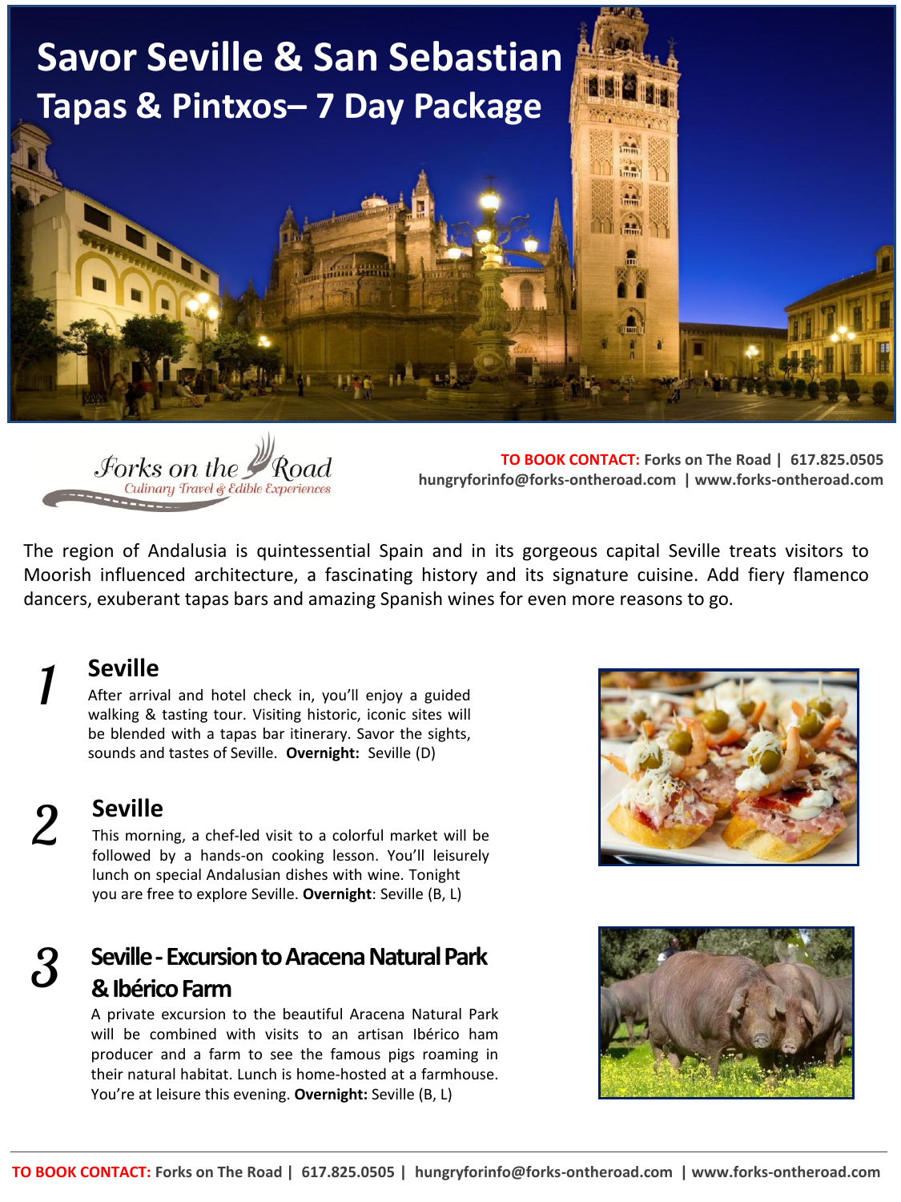# Savor Seville & San Sebastian
## Tapas & Pintxos– 7 Day Package

Forks on the Road
Culinary Travel & Edible Experiences

**TO BOOK CONTACT:** Forks on The Road | 617.825.0505
hungryforinfo@forks-ontheroad.com | www.forks-ontheroad.com

The region of Andalusia is quintessential Spain and in its gorgeous capital Seville treats visitors to Moorish influenced architecture, a fascinating history and its signature cuisine. Add fiery flamenco dancers, exuberant tapas bars and amazing Spanish wines for even more reasons to go.

### 1 Seville

After arrival and hotel check in, you'll enjoy a guided walking & tasting tour. Visiting historic, iconic sites will be blended with a tapas bar itinerary. Savor the sights, sounds and tastes of Seville. **Overnight:** Seville (D)

### 2 Seville

This morning, a chef-led visit to a colorful market will be followed by a hands-on cooking lesson. You'll leisurely lunch on special Andalusian dishes with wine. Tonight you are free to explore Seville. **Overnight**: Seville (B, L)

### 3 Seville - Excursion to Aracena Natural Park & Ibérico Farm

A private excursion to the beautiful Aracena Natural Park will be combined with visits to an artisan Ibérico ham producer and a farm to see the famous pigs roaming in their natural habitat. Lunch is home-hosted at a farmhouse. You're at leisure this evening. **Overnight:** Seville (B, L)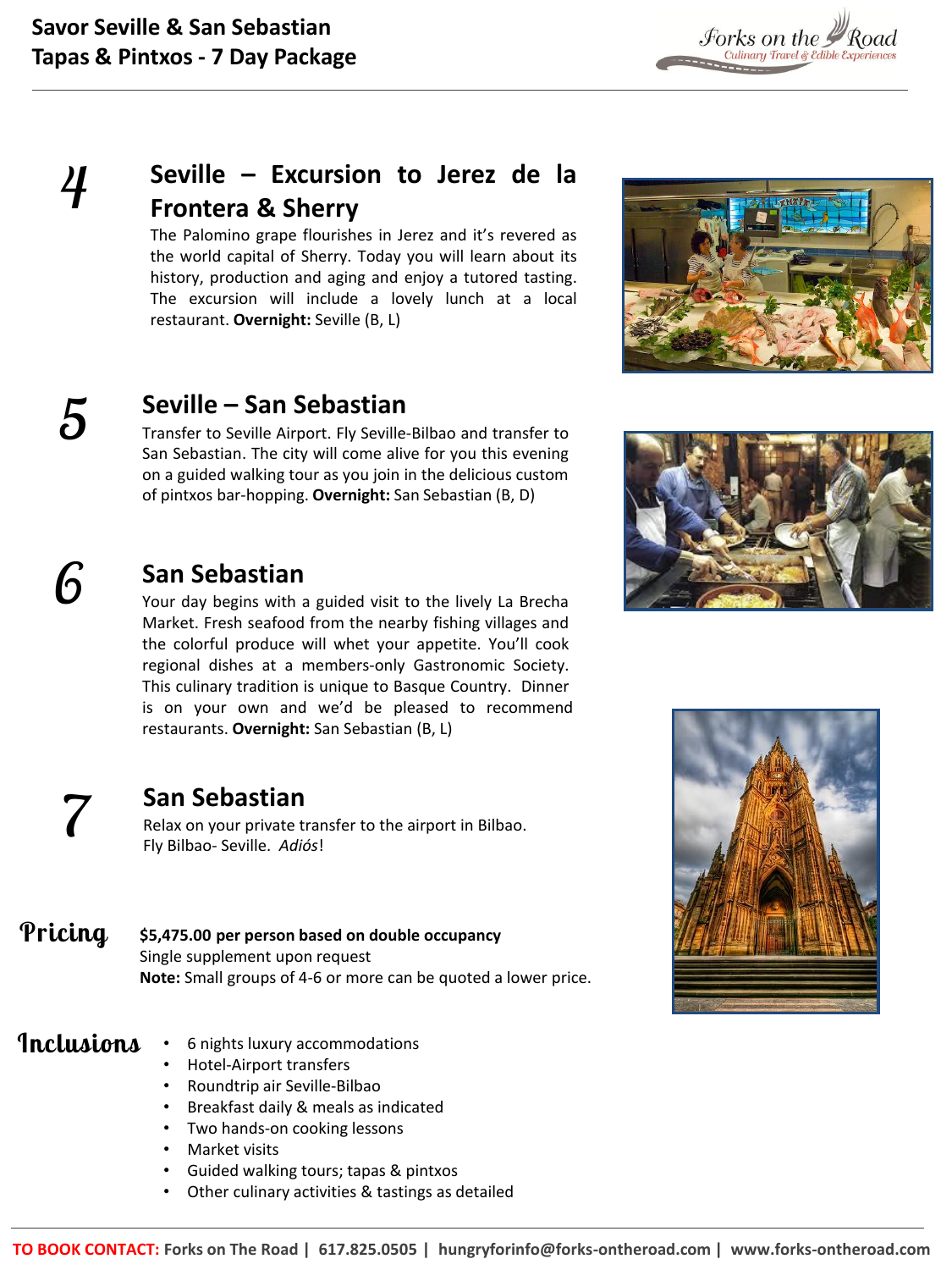**Savor Seville & San Sebastian**
**Tapas & Pintxos - 7 Day Package**

## 4 Seville – Excursion to Jerez de la Frontera & Sherry

The Palomino grape flourishes in Jerez and it's revered as the world capital of Sherry. Today you will learn about its history, production and aging and enjoy a tutored tasting. The excursion will include a lovely lunch at a local restaurant. **Overnight:** Seville (B, L)

## 5 Seville – San Sebastian

Transfer to Seville Airport. Fly Seville-Bilbao and transfer to San Sebastian. The city will come alive for you this evening on a guided walking tour as you join in the delicious custom of pintxos bar-hopping. **Overnight:** San Sebastian (B, D)

## 6 San Sebastian

Your day begins with a guided visit to the lively La Brecha Market. Fresh seafood from the nearby fishing villages and the colorful produce will whet your appetite. You'll cook regional dishes at a members-only Gastronomic Society. This culinary tradition is unique to Basque Country. Dinner is on your own and we'd be pleased to recommend restaurants. **Overnight:** San Sebastian (B, L)

## 7 San Sebastian

Relax on your private transfer to the airport in Bilbao. Fly Bilbao- Seville. *Adiós*!

## Pricing

**$5,475.00 per person based on double occupancy**
Single supplement upon request
**Note:** Small groups of 4-6 or more can be quoted a lower price.

## Inclusions

- 6 nights luxury accommodations
- Hotel-Airport transfers
- Roundtrip air Seville-Bilbao
- Breakfast daily & meals as indicated
- Two hands-on cooking lessons
- Market visits
- Guided walking tours; tapas & pintxos
- Other culinary activities & tastings as detailed

**TO BOOK CONTACT:** Forks on The Road | 617.825.0505 | hungryforinfo@forks-ontheroad.com | www.forks-ontheroad.com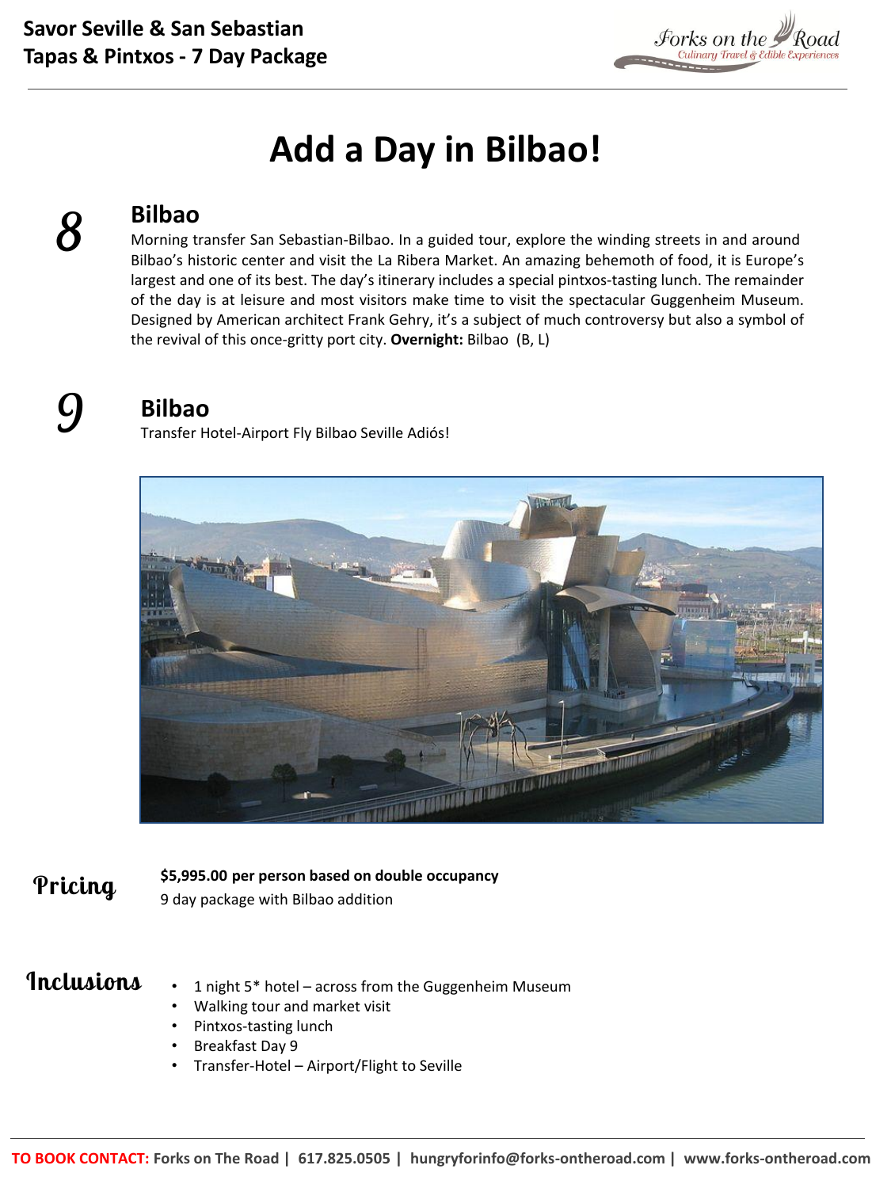# Add a Day in Bilbao!

## 8 Bilbao

Morning transfer San Sebastian-Bilbao. In a guided tour, explore the winding streets in and around Bilbao's historic center and visit the La Ribera Market. An amazing behemoth of food, it is Europe's largest and one of its best. The day's itinerary includes a special pintxos-tasting lunch. The remainder of the day is at leisure and most visitors make time to visit the spectacular Guggenheim Museum. Designed by American architect Frank Gehry, it's a subject of much controversy but also a symbol of the revival of this once-gritty port city. **Overnight:** Bilbao (B, L)

## 9 Bilbao

Transfer Hotel-Airport Fly Bilbao Seville Adiós!

## Pricing

**$5,995.00 per person based on double occupancy**

9 day package with Bilbao addition

## Inclusions

- 1 night 5* hotel – across from the Guggenheim Museum
- Walking tour and market visit
- Pintxos-tasting lunch
- Breakfast Day 9
- Transfer-Hotel – Airport/Flight to Seville

**TO BOOK CONTACT:** Forks on The Road | 617.825.0505 | hungryforinfo@forks-ontheroad.com | www.forks-ontheroad.com